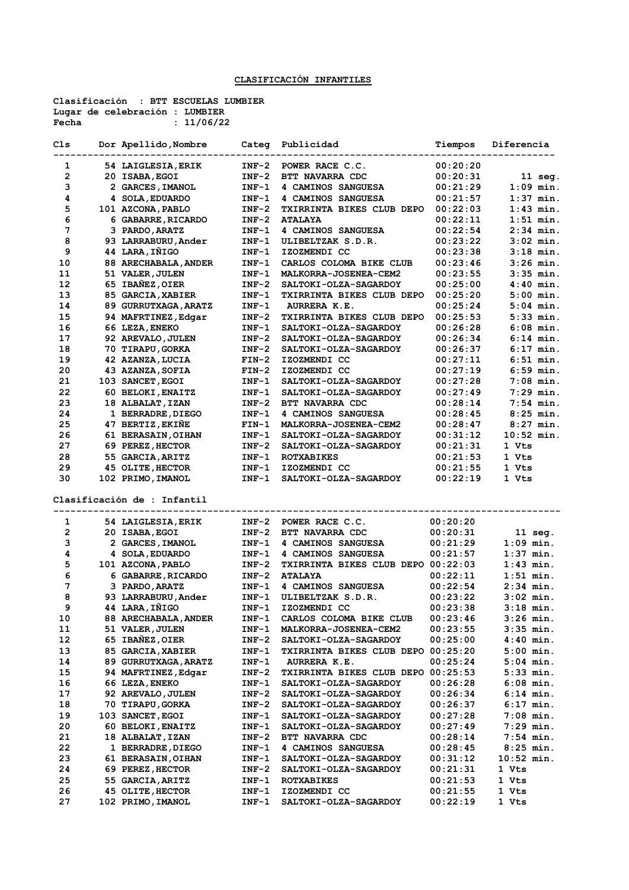## CLASIFICACIÓN INFANTILES

**Clasificación : BTT ESCUELAS LUMBIER**
**Lugar de celebración : LUMBIER**
**Fecha : 11/06/22**

| Cls | Dor | Apellido,Nombre | Categ | Publicidad | Tiempos | Diferencia |
|---|---|---|---|---|---|---|
| 1 | 54 | LAIGLESIA,ERIK | INF-2 | POWER RACE C.C. | 00:20:20 | |
| 2 | 20 | ISABA,EGOI | INF-2 | BTT NAVARRA CDC | 00:20:31 | 11 seg. |
| 3 | 2 | GARCES,IMANOL | INF-1 | 4 CAMINOS SANGUESA | 00:21:29 | 1:09 min. |
| 4 | 4 | SOLA,EDUARDO | INF-1 | 4 CAMINOS SANGUESA | 00:21:57 | 1:37 min. |
| 5 | 101 | AZCONA,PABLO | INF-2 | TXIRRINTA BIKES CLUB DEPO | 00:22:03 | 1:43 min. |
| 6 | 6 | GABARRE,RICARDO | INF-2 | ATALAYA | 00:22:11 | 1:51 min. |
| 7 | 3 | PARDO,ARATZ | INF-1 | 4 CAMINOS SANGUESA | 00:22:54 | 2:34 min. |
| 8 | 93 | LARRABURU,Ander | INF-1 | ULIBELTZAK S.D.R. | 00:23:22 | 3:02 min. |
| 9 | 44 | LARA,IÑIGO | INF-1 | IZOZMENDI CC | 00:23:38 | 3:18 min. |
| 10 | 88 | ARECHABALA,ANDER | INF-1 | CARLOS COLOMA BIKE CLUB | 00:23:46 | 3:26 min. |
| 11 | 51 | VALER,JULEN | INF-1 | MALKORRA-JOSENEA-CEM2 | 00:23:55 | 3:35 min. |
| 12 | 65 | IBAÑEZ,OIER | INF-2 | SALTOKI-OLZA-SAGARDOY | 00:25:00 | 4:40 min. |
| 13 | 85 | GARCIA,XABIER | INF-1 | TXIRRINTA BIKES CLUB DEPO | 00:25:20 | 5:00 min. |
| 14 | 89 | GURRUTXAGA,ARATZ | INF-1 | AURRERA K.E. | 00:25:24 | 5:04 min. |
| 15 | 94 | MAFRTINEZ,Edgar | INF-2 | TXIRRINTA BIKES CLUB DEPO | 00:25:53 | 5:33 min. |
| 16 | 66 | LEZA,ENEKO | INF-1 | SALTOKI-OLZA-SAGARDOY | 00:26:28 | 6:08 min. |
| 17 | 92 | AREVALO,JULEN | INF-2 | SALTOKI-OLZA-SAGARDOY | 00:26:34 | 6:14 min. |
| 18 | 70 | TIRAPU,GORKA | INF-2 | SALTOKI-OLZA-SAGARDOY | 00:26:37 | 6:17 min. |
| 19 | 42 | AZANZA,LUCIA | FIN-2 | IZOZMENDI CC | 00:27:11 | 6:51 min. |
| 20 | 43 | AZANZA,SOFIA | FIN-2 | IZOZMENDI CC | 00:27:19 | 6:59 min. |
| 21 | 103 | SANCET,EGOI | INF-1 | SALTOKI-OLZA-SAGARDOY | 00:27:28 | 7:08 min. |
| 22 | 60 | BELOKI,ENAITZ | INF-1 | SALTOKI-OLZA-SAGARDOY | 00:27:49 | 7:29 min. |
| 23 | 18 | ALBALAT,IZAN | INF-2 | BTT NAVARRA CDC | 00:28:14 | 7:54 min. |
| 24 | 1 | BERRADRE,DIEGO | INF-1 | 4 CAMINOS SANGUESA | 00:28:45 | 8:25 min. |
| 25 | 47 | BERTIZ,EKIÑE | FIN-1 | MALKORRA-JOSENEA-CEM2 | 00:28:47 | 8:27 min. |
| 26 | 61 | BERASAIN,OIHAN | INF-1 | SALTOKI-OLZA-SAGARDOY | 00:31:12 | 10:52 min. |
| 27 | 69 | PEREZ,HECTOR | INF-2 | SALTOKI-OLZA-SAGARDOY | 00:21:31 | 1 Vts |
| 28 | 55 | GARCIA,ARITZ | INF-1 | ROTXABIKES | 00:21:53 | 1 Vts |
| 29 | 45 | OLITE,HECTOR | INF-1 | IZOZMENDI CC | 00:21:55 | 1 Vts |
| 30 | 102 | PRIMO,IMANOL | INF-1 | SALTOKI-OLZA-SAGARDOY | 00:22:19 | 1 Vts |

**Clasificación de : Infantil**

| Cls | Dor | Apellido,Nombre | Categ | Publicidad | Tiempos | Diferencia |
|---|---|---|---|---|---|---|
| 1 | 54 | LAIGLESIA,ERIK | INF-2 | POWER RACE C.C. | 00:20:20 | |
| 2 | 20 | ISABA,EGOI | INF-2 | BTT NAVARRA CDC | 00:20:31 | 11 seg. |
| 3 | 2 | GARCES,IMANOL | INF-1 | 4 CAMINOS SANGUESA | 00:21:29 | 1:09 min. |
| 4 | 4 | SOLA,EDUARDO | INF-1 | 4 CAMINOS SANGUESA | 00:21:57 | 1:37 min. |
| 5 | 101 | AZCONA,PABLO | INF-2 | TXIRRINTA BIKES CLUB DEPO | 00:22:03 | 1:43 min. |
| 6 | 6 | GABARRE,RICARDO | INF-2 | ATALAYA | 00:22:11 | 1:51 min. |
| 7 | 3 | PARDO,ARATZ | INF-1 | 4 CAMINOS SANGUESA | 00:22:54 | 2:34 min. |
| 8 | 93 | LARRABURU,Ander | INF-1 | ULIBELTZAK S.D.R. | 00:23:22 | 3:02 min. |
| 9 | 44 | LARA,IÑIGO | INF-1 | IZOZMENDI CC | 00:23:38 | 3:18 min. |
| 10 | 88 | ARECHABALA,ANDER | INF-1 | CARLOS COLOMA BIKE CLUB | 00:23:46 | 3:26 min. |
| 11 | 51 | VALER,JULEN | INF-1 | MALKORRA-JOSENEA-CEM2 | 00:23:55 | 3:35 min. |
| 12 | 65 | IBAÑEZ,OIER | INF-2 | SALTOKI-OLZA-SAGARDOY | 00:25:00 | 4:40 min. |
| 13 | 85 | GARCIA,XABIER | INF-1 | TXIRRINTA BIKES CLUB DEPO | 00:25:20 | 5:00 min. |
| 14 | 89 | GURRUTXAGA,ARATZ | INF-1 | AURRERA K.E. | 00:25:24 | 5:04 min. |
| 15 | 94 | MAFRTINEZ,Edgar | INF-2 | TXIRRINTA BIKES CLUB DEPO | 00:25:53 | 5:33 min. |
| 16 | 66 | LEZA,ENEKO | INF-1 | SALTOKI-OLZA-SAGARDOY | 00:26:28 | 6:08 min. |
| 17 | 92 | AREVALO,JULEN | INF-2 | SALTOKI-OLZA-SAGARDOY | 00:26:34 | 6:14 min. |
| 18 | 70 | TIRAPU,GORKA | INF-2 | SALTOKI-OLZA-SAGARDOY | 00:26:37 | 6:17 min. |
| 19 | 103 | SANCET,EGOI | INF-1 | SALTOKI-OLZA-SAGARDOY | 00:27:28 | 7:08 min. |
| 20 | 60 | BELOKI,ENAITZ | INF-1 | SALTOKI-OLZA-SAGARDOY | 00:27:49 | 7:29 min. |
| 21 | 18 | ALBALAT,IZAN | INF-2 | BTT NAVARRA CDC | 00:28:14 | 7:54 min. |
| 22 | 1 | BERRADRE,DIEGO | INF-1 | 4 CAMINOS SANGUESA | 00:28:45 | 8:25 min. |
| 23 | 61 | BERASAIN,OIHAN | INF-1 | SALTOKI-OLZA-SAGARDOY | 00:31:12 | 10:52 min. |
| 24 | 69 | PEREZ,HECTOR | INF-2 | SALTOKI-OLZA-SAGARDOY | 00:21:31 | 1 Vts |
| 25 | 55 | GARCIA,ARITZ | INF-1 | ROTXABIKES | 00:21:53 | 1 Vts |
| 26 | 45 | OLITE,HECTOR | INF-1 | IZOZMENDI CC | 00:21:55 | 1 Vts |
| 27 | 102 | PRIMO,IMANOL | INF-1 | SALTOKI-OLZA-SAGARDOY | 00:22:19 | 1 Vts |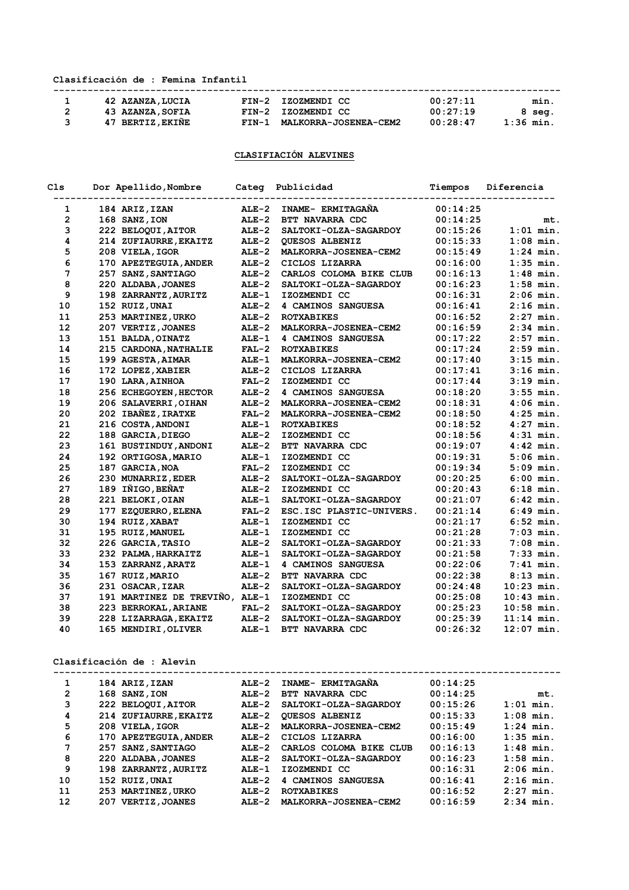**Clasificación de : Femina Infantil**

| | | | | | |
|---|---|---|---|---|---|
| 1 | 42 AZANZA,LUCIA | FIN-2 | IZOZMENDI CC | 00:27:11 | min. |
| 2 | 43 AZANZA,SOFIA | FIN-2 | IZOZMENDI CC | 00:27:19 | 8 seg. |
| 3 | 47 BERTIZ,EKIÑE | FIN-1 | MALKORRA-JOSENEA-CEM2 | 00:28:47 | 1:36 min. |

## CLASIFICACIÓN ALEVINES

| Cls | Dor Apellido,Nombre | Categ | Publicidad | Tiempos | Diferencia |
|---|---|---|---|---|---|
| 1 | 184 ARIZ,IZAN | ALE-2 | INAME- ERMITAGAÑA | 00:14:25 | |
| 2 | 168 SANZ,ION | ALE-2 | BTT NAVARRA CDC | 00:14:25 | mt. |
| 3 | 222 BELOQUI,AITOR | ALE-2 | SALTOKI-OLZA-SAGARDOY | 00:15:26 | 1:01 min. |
| 4 | 214 ZUFIAURRE,EKAITZ | ALE-2 | QUESOS ALBENIZ | 00:15:33 | 1:08 min. |
| 5 | 208 VIELA,IGOR | ALE-2 | MALKORRA-JOSENEA-CEM2 | 00:15:49 | 1:24 min. |
| 6 | 170 APEZTEGUIA,ANDER | ALE-2 | CICLOS LIZARRA | 00:16:00 | 1:35 min. |
| 7 | 257 SANZ,SANTIAGO | ALE-2 | CARLOS COLOMA BIKE CLUB | 00:16:13 | 1:48 min. |
| 8 | 220 ALDABA,JOANES | ALE-2 | SALTOKI-OLZA-SAGARDOY | 00:16:23 | 1:58 min. |
| 9 | 198 ZARRANTZ,AURITZ | ALE-1 | IZOZMENDI CC | 00:16:31 | 2:06 min. |
| 10 | 152 RUIZ,UNAI | ALE-2 | 4 CAMINOS SANGUESA | 00:16:41 | 2:16 min. |
| 11 | 253 MARTINEZ,URKO | ALE-2 | ROTXABIKES | 00:16:52 | 2:27 min. |
| 12 | 207 VERTIZ,JOANES | ALE-2 | MALKORRA-JOSENEA-CEM2 | 00:16:59 | 2:34 min. |
| 13 | 151 BALDA,OINATZ | ALE-1 | 4 CAMINOS SANGUESA | 00:17:22 | 2:57 min. |
| 14 | 215 CARDONA,NATHALIE | FAL-2 | ROTXABIKES | 00:17:24 | 2:59 min. |
| 15 | 199 AGESTA,AIMAR | ALE-1 | MALKORRA-JOSENEA-CEM2 | 00:17:40 | 3:15 min. |
| 16 | 172 LOPEZ,XABIER | ALE-2 | CICLOS LIZARRA | 00:17:41 | 3:16 min. |
| 17 | 190 LARA,AINHOA | FAL-2 | IZOZMENDI CC | 00:17:44 | 3:19 min. |
| 18 | 256 ECHEGOYEN,HECTOR | ALE-2 | 4 CAMINOS SANGUESA | 00:18:20 | 3:55 min. |
| 19 | 206 SALAVERRI,OIHAN | ALE-2 | MALKORRA-JOSENEA-CEM2 | 00:18:31 | 4:06 min. |
| 20 | 202 IBAÑEZ,IRATXE | FAL-2 | MALKORRA-JOSENEA-CEM2 | 00:18:50 | 4:25 min. |
| 21 | 216 COSTA,ANDONI | ALE-1 | ROTXABIKES | 00:18:52 | 4:27 min. |
| 22 | 188 GARCIA,DIEGO | ALE-2 | IZOZMENDI CC | 00:18:56 | 4:31 min. |
| 23 | 161 BUSTINDUY,ANDONI | ALE-2 | BTT NAVARRA CDC | 00:19:07 | 4:42 min. |
| 24 | 192 ORTIGOSA,MARIO | ALE-1 | IZOZMENDI CC | 00:19:31 | 5:06 min. |
| 25 | 187 GARCIA,NOA | FAL-2 | IZOZMENDI CC | 00:19:34 | 5:09 min. |
| 26 | 230 MUNARRIZ,EDER | ALE-2 | SALTOKI-OLZA-SAGARDOY | 00:20:25 | 6:00 min. |
| 27 | 189 IÑIGO,BEÑAT | ALE-2 | IZOZMENDI CC | 00:20:43 | 6:18 min. |
| 28 | 221 BELOKI,OIAN | ALE-1 | SALTOKI-OLZA-SAGARDOY | 00:21:07 | 6:42 min. |
| 29 | 177 EZQUERRO,ELENA | FAL-2 | ESC.ISC PLASTIC-UNIVERS. | 00:21:14 | 6:49 min. |
| 30 | 194 RUIZ,XABAT | ALE-1 | IZOZMENDI CC | 00:21:17 | 6:52 min. |
| 31 | 195 RUIZ,MANUEL | ALE-1 | IZOZMENDI CC | 00:21:28 | 7:03 min. |
| 32 | 226 GARCIA,TASIO | ALE-2 | SALTOKI-OLZA-SAGARDOY | 00:21:33 | 7:08 min. |
| 33 | 232 PALMA,HARKAITZ | ALE-1 | SALTOKI-OLZA-SAGARDOY | 00:21:58 | 7:33 min. |
| 34 | 153 ZARRANZ,ARATZ | ALE-1 | 4 CAMINOS SANGUESA | 00:22:06 | 7:41 min. |
| 35 | 167 RUIZ,MARIO | ALE-2 | BTT NAVARRA CDC | 00:22:38 | 8:13 min. |
| 36 | 231 OSACAR,IZAR | ALE-2 | SALTOKI-OLZA-SAGARDOY | 00:24:48 | 10:23 min. |
| 37 | 191 MARTINEZ DE TREVIÑO, | ALE-1 | IZOZMENDI CC | 00:25:08 | 10:43 min. |
| 38 | 223 BERROKAL,ARIANE | FAL-2 | SALTOKI-OLZA-SAGARDOY | 00:25:23 | 10:58 min. |
| 39 | 228 LIZARRAGA,EKAITZ | ALE-2 | SALTOKI-OLZA-SAGARDOY | 00:25:39 | 11:14 min. |
| 40 | 165 MENDIRI,OLIVER | ALE-1 | BTT NAVARRA CDC | 00:26:32 | 12:07 min. |

**Clasificación de : Alevin**

| | | | | | |
|---|---|---|---|---|---|
| 1 | 184 ARIZ,IZAN | ALE-2 | INAME- ERMITAGAÑA | 00:14:25 | |
| 2 | 168 SANZ,ION | ALE-2 | BTT NAVARRA CDC | 00:14:25 | mt. |
| 3 | 222 BELOQUI,AITOR | ALE-2 | SALTOKI-OLZA-SAGARDOY | 00:15:26 | 1:01 min. |
| 4 | 214 ZUFIAURRE,EKAITZ | ALE-2 | QUESOS ALBENIZ | 00:15:33 | 1:08 min. |
| 5 | 208 VIELA,IGOR | ALE-2 | MALKORRA-JOSENEA-CEM2 | 00:15:49 | 1:24 min. |
| 6 | 170 APEZTEGUIA,ANDER | ALE-2 | CICLOS LIZARRA | 00:16:00 | 1:35 min. |
| 7 | 257 SANZ,SANTIAGO | ALE-2 | CARLOS COLOMA BIKE CLUB | 00:16:13 | 1:48 min. |
| 8 | 220 ALDABA,JOANES | ALE-2 | SALTOKI-OLZA-SAGARDOY | 00:16:23 | 1:58 min. |
| 9 | 198 ZARRANTZ,AURITZ | ALE-1 | IZOZMENDI CC | 00:16:31 | 2:06 min. |
| 10 | 152 RUIZ,UNAI | ALE-2 | 4 CAMINOS SANGUESA | 00:16:41 | 2:16 min. |
| 11 | 253 MARTINEZ,URKO | ALE-2 | ROTXABIKES | 00:16:52 | 2:27 min. |
| 12 | 207 VERTIZ,JOANES | ALE-2 | MALKORRA-JOSENEA-CEM2 | 00:16:59 | 2:34 min. |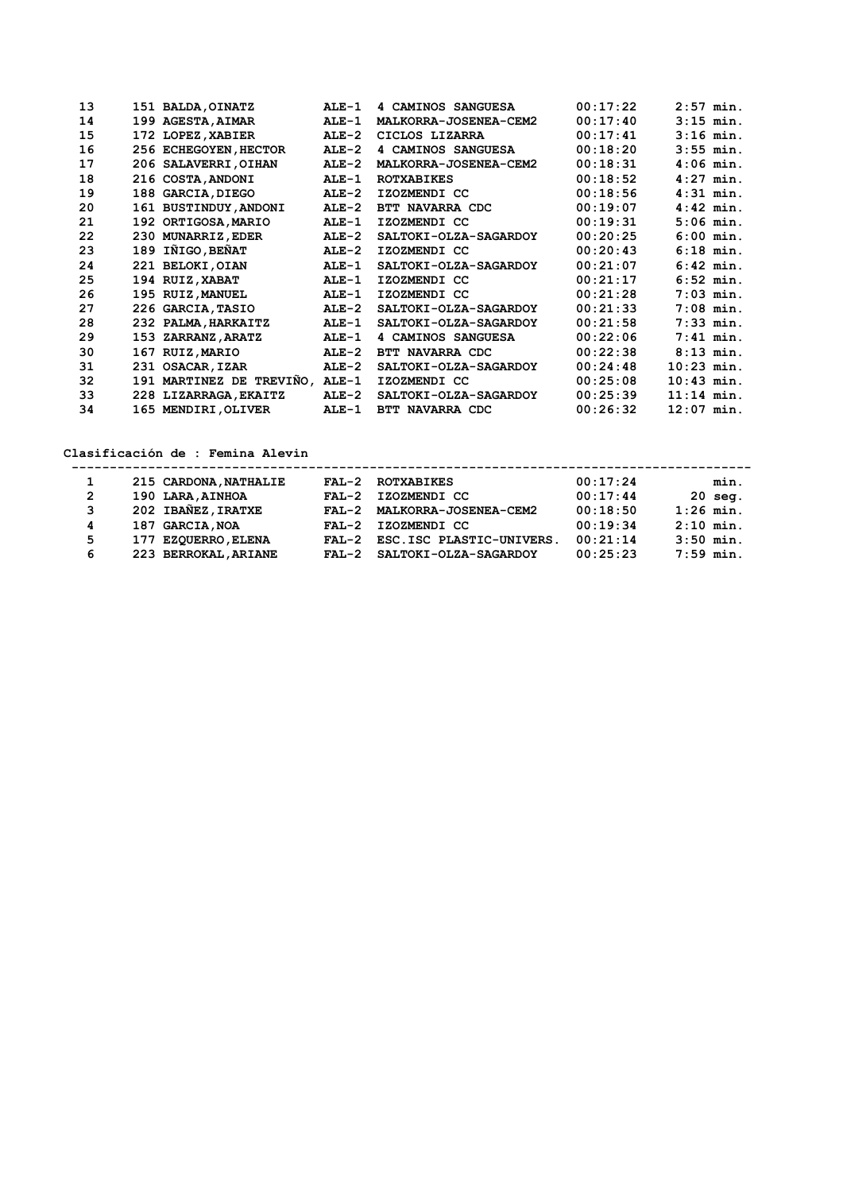| | | | | | | |
|---|---|---|---|---|---|---|
| 13 | 151 | BALDA,OINATZ | ALE-1 | 4 CAMINOS SANGUESA | 00:17:22 | 2:57 min. |
| 14 | 199 | AGESTA,AIMAR | ALE-1 | MALKORRA-JOSENEA-CEM2 | 00:17:40 | 3:15 min. |
| 15 | 172 | LOPEZ,XABIER | ALE-2 | CICLOS LIZARRA | 00:17:41 | 3:16 min. |
| 16 | 256 | ECHEGOYEN,HECTOR | ALE-2 | 4 CAMINOS SANGUESA | 00:18:20 | 3:55 min. |
| 17 | 206 | SALAVERRI,OIHAN | ALE-2 | MALKORRA-JOSENEA-CEM2 | 00:18:31 | 4:06 min. |
| 18 | 216 | COSTA,ANDONI | ALE-1 | ROTXABIKES | 00:18:52 | 4:27 min. |
| 19 | 188 | GARCIA,DIEGO | ALE-2 | IZOZMENDI CC | 00:18:56 | 4:31 min. |
| 20 | 161 | BUSTINDUY,ANDONI | ALE-2 | BTT NAVARRA CDC | 00:19:07 | 4:42 min. |
| 21 | 192 | ORTIGOSA,MARIO | ALE-1 | IZOZMENDI CC | 00:19:31 | 5:06 min. |
| 22 | 230 | MUNARRIZ,EDER | ALE-2 | SALTOKI-OLZA-SAGARDOY | 00:20:25 | 6:00 min. |
| 23 | 189 | IÑIGO,BEÑAT | ALE-2 | IZOZMENDI CC | 00:20:43 | 6:18 min. |
| 24 | 221 | BELOKI,OIAN | ALE-1 | SALTOKI-OLZA-SAGARDOY | 00:21:07 | 6:42 min. |
| 25 | 194 | RUIZ,XABAT | ALE-1 | IZOZMENDI CC | 00:21:17 | 6:52 min. |
| 26 | 195 | RUIZ,MANUEL | ALE-1 | IZOZMENDI CC | 00:21:28 | 7:03 min. |
| 27 | 226 | GARCIA,TASIO | ALE-2 | SALTOKI-OLZA-SAGARDOY | 00:21:33 | 7:08 min. |
| 28 | 232 | PALMA,HARKAITZ | ALE-1 | SALTOKI-OLZA-SAGARDOY | 00:21:58 | 7:33 min. |
| 29 | 153 | ZARRANZ,ARATZ | ALE-1 | 4 CAMINOS SANGUESA | 00:22:06 | 7:41 min. |
| 30 | 167 | RUIZ,MARIO | ALE-2 | BTT NAVARRA CDC | 00:22:38 | 8:13 min. |
| 31 | 231 | OSACAR,IZAR | ALE-2 | SALTOKI-OLZA-SAGARDOY | 00:24:48 | 10:23 min. |
| 32 | 191 | MARTINEZ DE TREVIÑO, | ALE-1 | IZOZMENDI CC | 00:25:08 | 10:43 min. |
| 33 | 228 | LIZARRAGA,EKAITZ | ALE-2 | SALTOKI-OLZA-SAGARDOY | 00:25:39 | 11:14 min. |
| 34 | 165 | MENDIRI,OLIVER | ALE-1 | BTT NAVARRA CDC | 00:26:32 | 12:07 min. |

**Clasificación de : Femina Alevin**

| | | | | | | |
|---|---|---|---|---|---|---|
| 1 | 215 | CARDONA,NATHALIE | FAL-2 | ROTXABIKES | 00:17:24 | min. |
| 2 | 190 | LARA,AINHOA | FAL-2 | IZOZMENDI CC | 00:17:44 | 20 seg. |
| 3 | 202 | IBAÑEZ,IRATXE | FAL-2 | MALKORRA-JOSENEA-CEM2 | 00:18:50 | 1:26 min. |
| 4 | 187 | GARCIA,NOA | FAL-2 | IZOZMENDI CC | 00:19:34 | 2:10 min. |
| 5 | 177 | EZQUERRO,ELENA | FAL-2 | ESC.ISC PLASTIC-UNIVERS. | 00:21:14 | 3:50 min. |
| 6 | 223 | BERROKAL,ARIANE | FAL-2 | SALTOKI-OLZA-SAGARDOY | 00:25:23 | 7:59 min. |